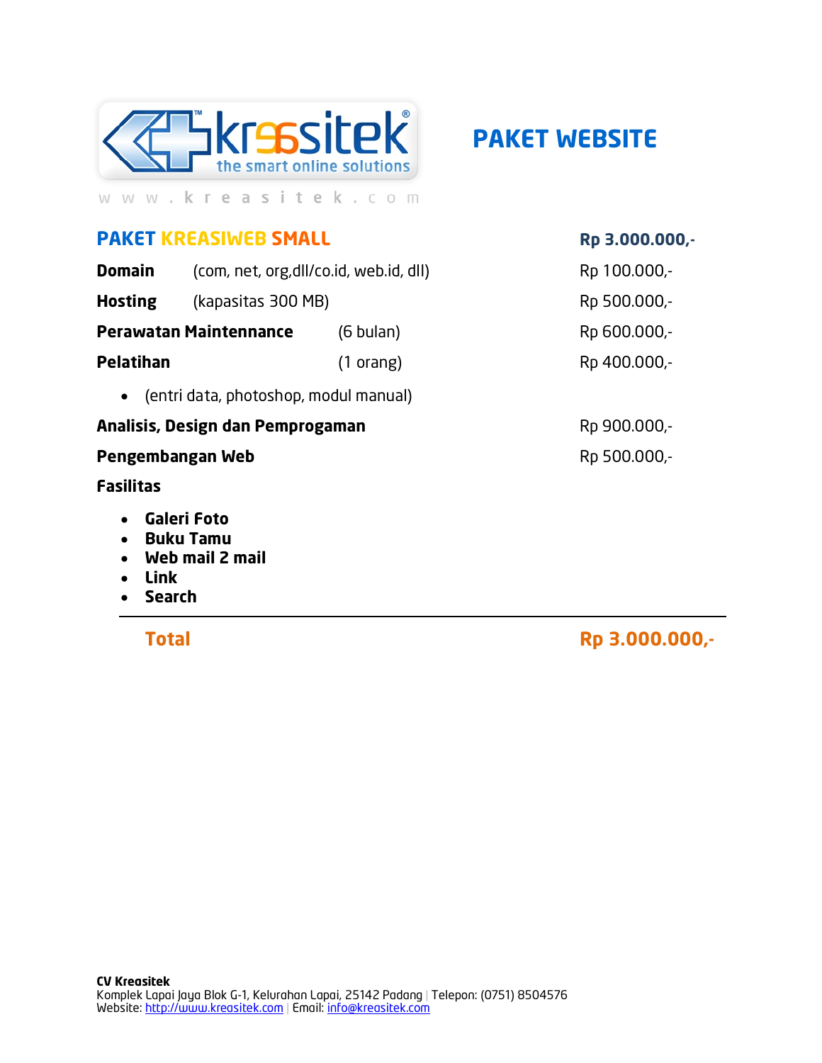kreasitek — the smart online solutions

www.kreasitek.com

# PAKET WEBSITE

## PAKET KREASIWEB SMALL — Rp 3.000.000,-

| | | |
|---|---|---|
| **Domain** | (com, net, org,dll/co.id, web.id, dll) | Rp 100.000,- |
| **Hosting** | (kapasitas 300 MB) | Rp 500.000,- |
| **Perawatan Maintennance** | (6 bulan) | Rp 600.000,- |
| **Pelatihan** | (1 orang) | Rp 400.000,- |

- (entri data, photoshop, modul manual)

| | |
|---|---|
| **Analisis, Design dan Pemprogaman** | Rp 900.000,- |
| **Pengembangan Web** | Rp 500.000,- |

**Fasilitas**

- **Galeri Foto**
- **Buku Tamu**
- **Web mail 2 mail**
- **Link**
- **Search**

---

**Total** — **Rp 3.000.000,-**

**CV Kreasitek**
Komplek Lapai Jaya Blok G-1, Kelurahan Lapai, 25142 Padang | Telepon: (0751) 8504576
Website: http://www.kreasitek.com | Email: info@kreasitek.com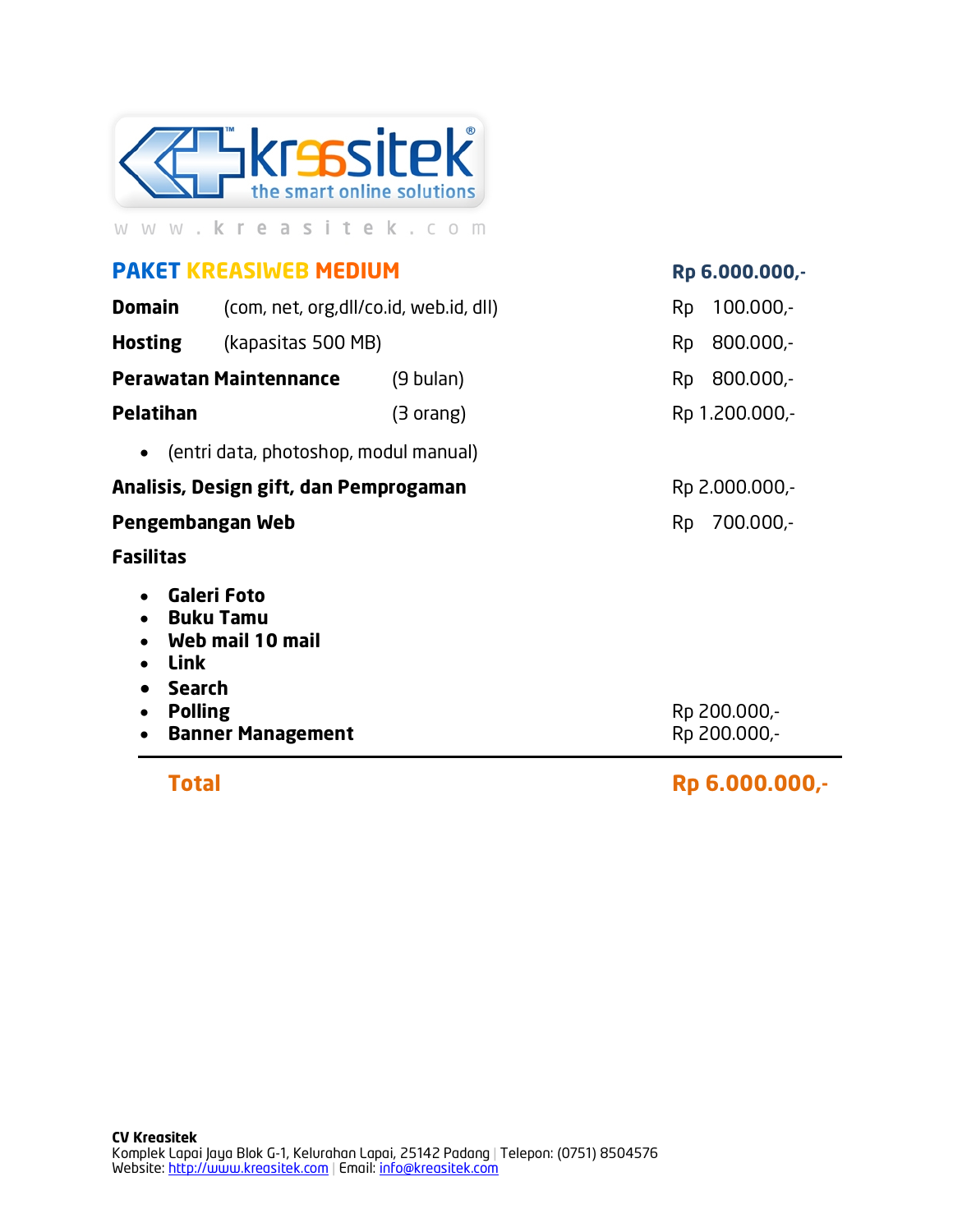www.kreasitek.com

## PAKET KREASIWEB MEDIUM — Rp 6.000.000,-

| Item | Keterangan | Harga |
|---|---|---|
| **Domain** | (com, net, org,dll/co.id, web.id, dll) | Rp 100.000,- |
| **Hosting** | (kapasitas 500 MB) | Rp 800.000,- |
| **Perawatan Maintennance** | (9 bulan) | Rp 800.000,- |
| **Pelatihan** | (3 orang) | Rp 1.200.000,- |

- (entri data, photoshop, modul manual)

| Item | Harga |
|---|---|
| **Analisis, Design gift, dan Pemprogaman** | Rp 2.000.000,- |
| **Pengembangan Web** | Rp 700.000,- |

**Fasilitas**

- **Galeri Foto**
- **Buku Tamu**
- **Web mail 10 mail**
- **Link**
- **Search**
- **Polling** — Rp 200.000,-
- **Banner Management** — Rp 200.000,-

**Total — Rp 6.000.000,-**

**CV Kreasitek**
Komplek Lapai Jaya Blok G-1, Kelurahan Lapai, 25142 Padang | Telepon: (0751) 8504576
Website: http://www.kreasitek.com | Email: info@kreasitek.com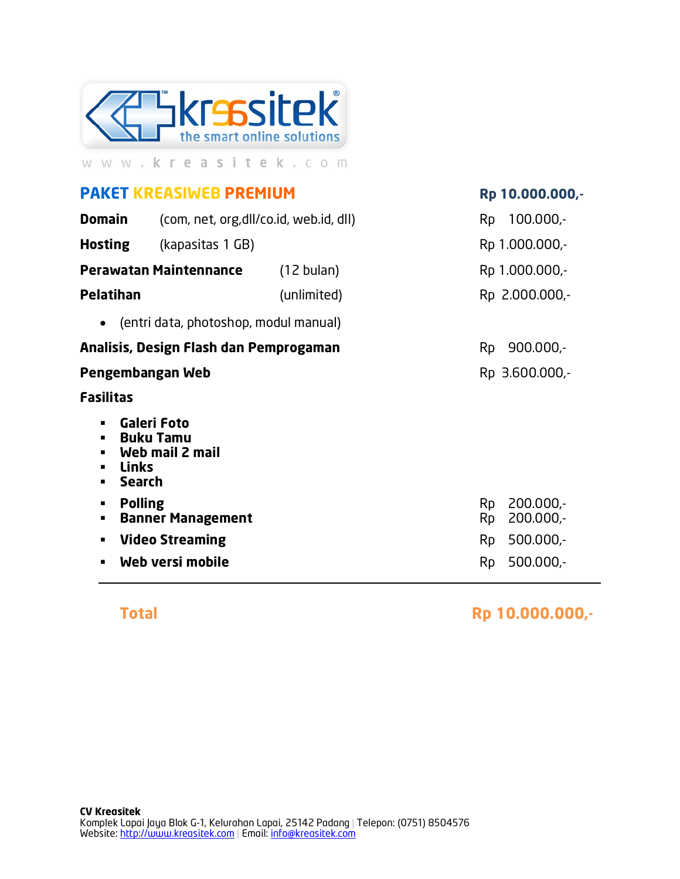kreasitek the smart online solutions

w w w . k r e a s i t e k . c o m

## PAKET KREASIWEB PREMIUM — Rp 10.000.000,-

| | | |
|---|---|---|
| **Domain** (com, net, org,dll/co.id, web.id, dll) | | Rp 100.000,- |
| **Hosting** (kapasitas 1 GB) | | Rp 1.000.000,- |
| **Perawatan Maintennance** | (12 bulan) | Rp 1.000.000,- |
| **Pelatihan** | (unlimited) | Rp 2.000.000,- |

- (entri data, photoshop, modul manual)

| | |
|---|---|
| **Analisis, Design Flash dan Pemprogaman** | Rp 900.000,- |
| **Pengembangan Web** | Rp 3.600.000,- |

**Fasilitas**

- **Galeri Foto**
- **Buku Tamu**
- **Web mail 2 mail**
- **Links**
- **Search**

| | |
|---|---|
| **Polling** | Rp 200.000,- |
| **Banner Management** | Rp 200.000,- |
| **Video Streaming** | Rp 500.000,- |
| **Web versi mobile** | Rp 500.000,- |

---

**Total — Rp 10.000.000,-**

**CV Kreasitek**
Komplek Lapai Jaya Blok G-1, Kelurahan Lapai, 25142 Padang | Telepon: (0751) 8504576
Website: http://www.kreasitek.com | Email: info@kreasitek.com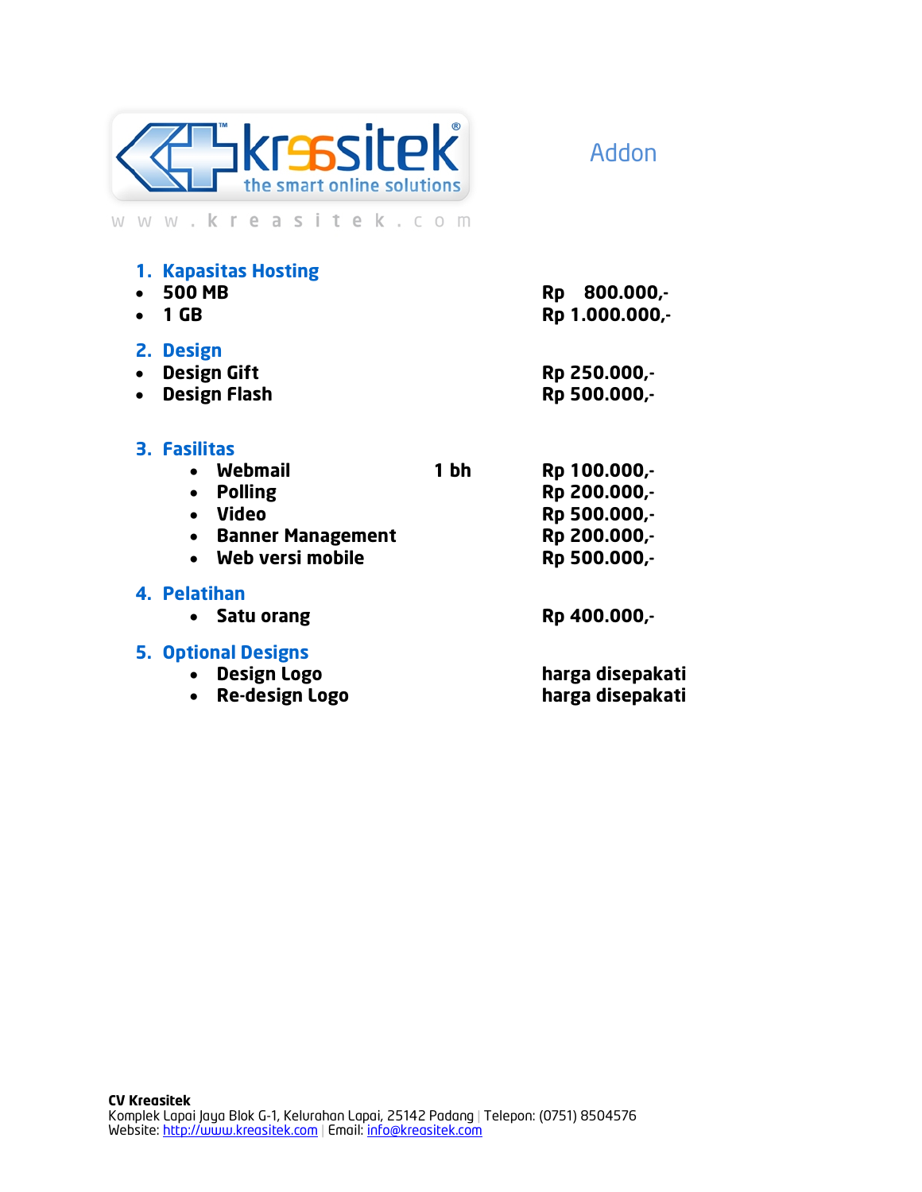kreasitek® the smart online solutions

www.kreasitek.com

# Addon

## 1. Kapasitas Hosting

| | | |
|---|---|---|
| • 500 MB | | Rp 800.000,- |
| • 1 GB | | Rp 1.000.000,- |

## 2. Design

| | | |
|---|---|---|
| • Design Gift | | Rp 250.000,- |
| • Design Flash | | Rp 500.000,- |

## 3. Fasilitas

| | | |
|---|---|---|
| • Webmail | 1 bh | Rp 100.000,- |
| • Polling | | Rp 200.000,- |
| • Video | | Rp 500.000,- |
| • Banner Management | | Rp 200.000,- |
| • Web versi mobile | | Rp 500.000,- |

## 4. Pelatihan

| | | |
|---|---|---|
| • Satu orang | | Rp 400.000,- |

## 5. Optional Designs

| | | |
|---|---|---|
| • Design Logo | | harga disepakati |
| • Re-design Logo | | harga disepakati |

**CV Kreasitek**
Komplek Lapai Jaya Blok G-1, Kelurahan Lapai, 25142 Padang | Telepon: (0751) 8504576
Website: http://www.kreasitek.com | Email: info@kreasitek.com